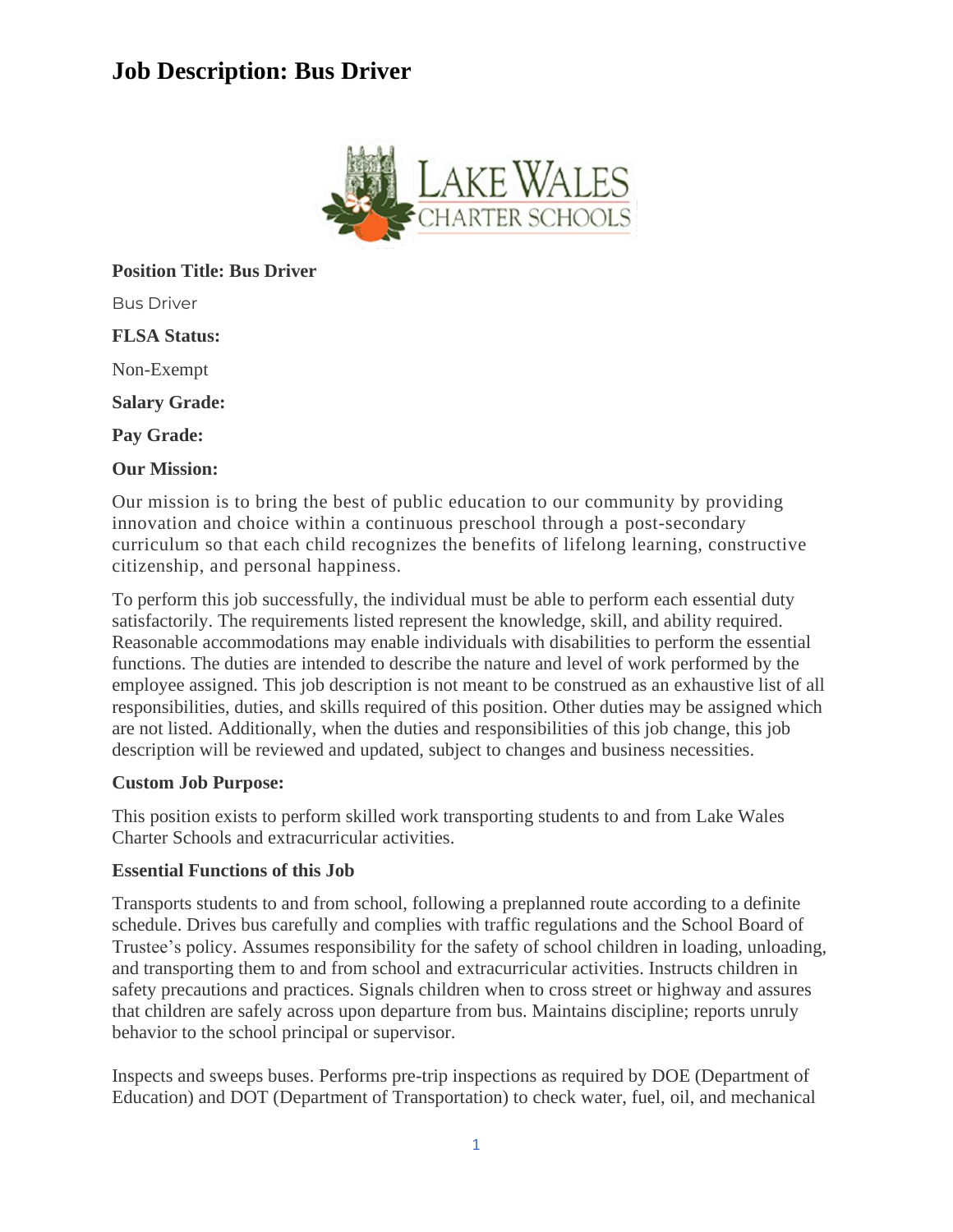# Job Description: Bus Driver

**Position Title: Bus Driver**

Bus Driver

**FLSA Status:**

Non-Exempt

**Salary Grade:**

**Pay Grade:**

**Our Mission:**

Our mission is to bring the best of public education to our community by providing innovation and choice within a continuous preschool through a post-secondary curriculum so that each child recognizes the benefits of lifelong learning, constructive citizenship, and personal happiness.

To perform this job successfully, the individual must be able to perform each essential duty satisfactorily. The requirements listed represent the knowledge, skill, and ability required. Reasonable accommodations may enable individuals with disabilities to perform the essential functions. The duties are intended to describe the nature and level of work performed by the employee assigned. This job description is not meant to be construed as an exhaustive list of all responsibilities, duties, and skills required of this position. Other duties may be assigned which are not listed. Additionally, when the duties and responsibilities of this job change, this job description will be reviewed and updated, subject to changes and business necessities.

**Custom Job Purpose:**

This position exists to perform skilled work transporting students to and from Lake Wales Charter Schools and extracurricular activities.

**Essential Functions of this Job**

Transports students to and from school, following a preplanned route according to a definite schedule. Drives bus carefully and complies with traffic regulations and the School Board of Trustee's policy. Assumes responsibility for the safety of school children in loading, unloading, and transporting them to and from school and extracurricular activities. Instructs children in safety precautions and practices. Signals children when to cross street or highway and assures that children are safely across upon departure from bus. Maintains discipline; reports unruly behavior to the school principal or supervisor.

Inspects and sweeps buses. Performs pre-trip inspections as required by DOE (Department of Education) and DOT (Department of Transportation) to check water, fuel, oil, and mechanical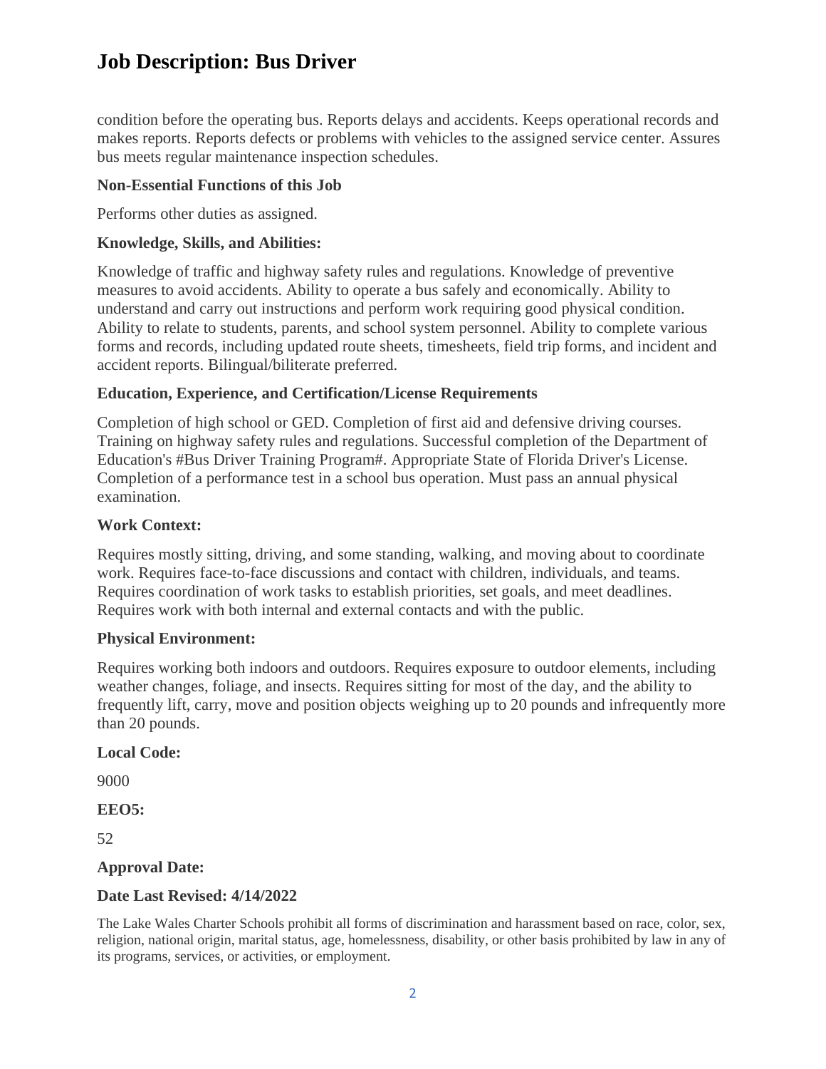condition before the operating bus. Reports delays and accidents. Keeps operational records and makes reports. Reports defects or problems with vehicles to the assigned service center. Assures bus meets regular maintenance inspection schedules.

**Non-Essential Functions of this Job**

Performs other duties as assigned.

**Knowledge, Skills, and Abilities:**

Knowledge of traffic and highway safety rules and regulations. Knowledge of preventive measures to avoid accidents. Ability to operate a bus safely and economically. Ability to understand and carry out instructions and perform work requiring good physical condition. Ability to relate to students, parents, and school system personnel. Ability to complete various forms and records, including updated route sheets, timesheets, field trip forms, and incident and accident reports. Bilingual/biliterate preferred.

**Education, Experience, and Certification/License Requirements**

Completion of high school or GED. Completion of first aid and defensive driving courses. Training on highway safety rules and regulations. Successful completion of the Department of Education's #Bus Driver Training Program#. Appropriate State of Florida Driver's License. Completion of a performance test in a school bus operation. Must pass an annual physical examination.

**Work Context:**

Requires mostly sitting, driving, and some standing, walking, and moving about to coordinate work. Requires face-to-face discussions and contact with children, individuals, and teams. Requires coordination of work tasks to establish priorities, set goals, and meet deadlines. Requires work with both internal and external contacts and with the public.

**Physical Environment:**

Requires working both indoors and outdoors. Requires exposure to outdoor elements, including weather changes, foliage, and insects. Requires sitting for most of the day, and the ability to frequently lift, carry, move and position objects weighing up to 20 pounds and infrequently more than 20 pounds.

**Local Code:**

9000

**EEO5:**

52

**Approval Date:**

**Date Last Revised: 4/14/2022**

The Lake Wales Charter Schools prohibit all forms of discrimination and harassment based on race, color, sex, religion, national origin, marital status, age, homelessness, disability, or other basis prohibited by law in any of its programs, services, or activities, or employment.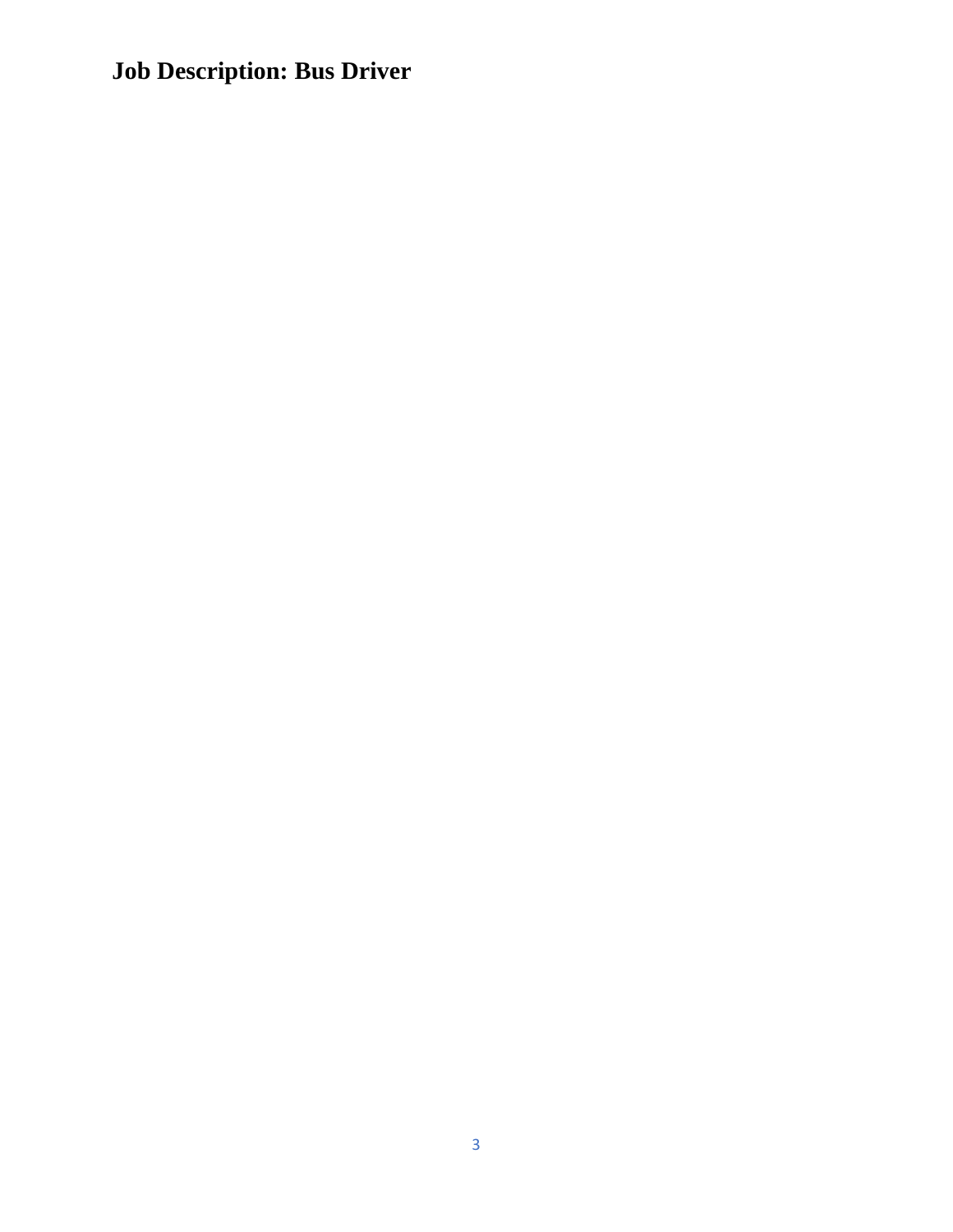# Job Description: Bus Driver